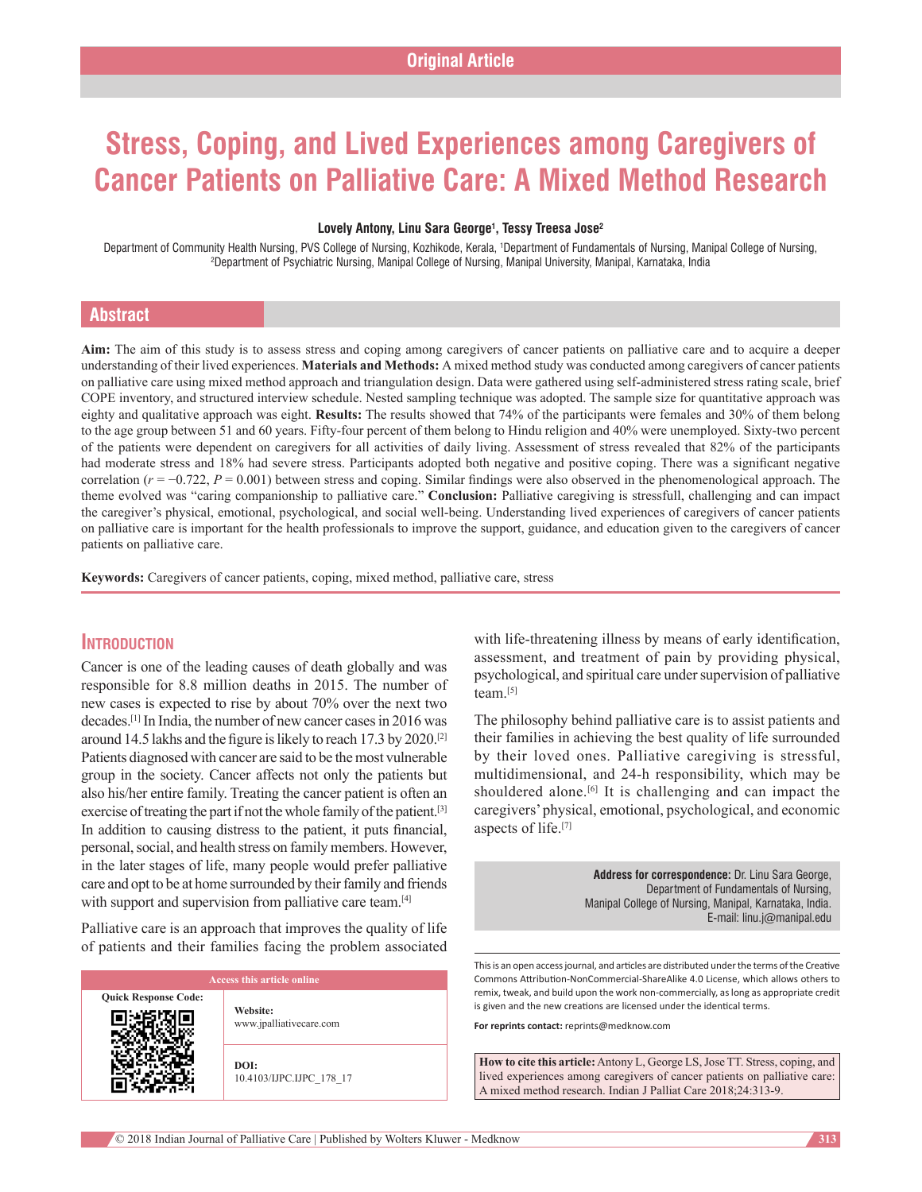Original Article

# Stress, Coping, and Lived Experiences among Caregivers of Cancer Patients on Palliative Care: A Mixed Method Research

**Lovely Antony, Linu Sara George[1], Tessy Treesa Jose[2]**

Department of Community Health Nursing, PVS College of Nursing, Kozhikode, Kerala, [1]Department of Fundamentals of Nursing, Manipal College of Nursing, [2]Department of Psychiatric Nursing, Manipal College of Nursing, Manipal University, Manipal, Karnataka, India

## Abstract

**Aim:** The aim of this study is to assess stress and coping among caregivers of cancer patients on palliative care and to acquire a deeper understanding of their lived experiences. **Materials and Methods:** A mixed method study was conducted among caregivers of cancer patients on palliative care using mixed method approach and triangulation design. Data were gathered using self-administered stress rating scale, brief COPE inventory, and structured interview schedule. Nested sampling technique was adopted. The sample size for quantitative approach was eighty and qualitative approach was eight. **Results:** The results showed that 74% of the participants were females and 30% of them belong to the age group between 51 and 60 years. Fifty-four percent of them belong to Hindu religion and 40% were unemployed. Sixty-two percent of the patients were dependent on caregivers for all activities of daily living. Assessment of stress revealed that 82% of the participants had moderate stress and 18% had severe stress. Participants adopted both negative and positive coping. There was a significant negative correlation ($r = -0.722$, $P = 0.001$) between stress and coping. Similar findings were also observed in the phenomenological approach. The theme evolved was "caring companionship to palliative care." **Conclusion:** Palliative caregiving is stressfull, challenging and can impact the caregiver's physical, emotional, psychological, and social well-being. Understanding lived experiences of caregivers of cancer patients on palliative care is important for the health professionals to improve the support, guidance, and education given to the caregivers of cancer patients on palliative care.

**Keywords:** Caregivers of cancer patients, coping, mixed method, palliative care, stress

## Introduction

Cancer is one of the leading causes of death globally and was responsible for 8.8 million deaths in 2015. The number of new cases is expected to rise by about 70% over the next two decades.[1] In India, the number of new cancer cases in 2016 was around 14.5 lakhs and the figure is likely to reach 17.3 by 2020.[2] Patients diagnosed with cancer are said to be the most vulnerable group in the society. Cancer affects not only the patients but also his/her entire family. Treating the cancer patient is often an exercise of treating the part if not the whole family of the patient.[3] In addition to causing distress to the patient, it puts financial, personal, social, and health stress on family members. However, in the later stages of life, many people would prefer palliative care and opt to be at home surrounded by their family and friends with support and supervision from palliative care team.[4]

Palliative care is an approach that improves the quality of life of patients and their families facing the problem associated with life-threatening illness by means of early identification, assessment, and treatment of pain by providing physical, psychological, and spiritual care under supervision of palliative team.[5]

The philosophy behind palliative care is to assist patients and their families in achieving the best quality of life surrounded by their loved ones. Palliative caregiving is stressful, multidimensional, and 24-h responsibility, which may be shouldered alone.[6] It is challenging and can impact the caregivers' physical, emotional, psychological, and economic aspects of life.[7]

**Address for correspondence:** Dr. Linu Sara George, Department of Fundamentals of Nursing, Manipal College of Nursing, Manipal, Karnataka, India. E-mail: linu.j@manipal.edu

| Access this article online | |
|---|---|
| Quick Response Code: | **Website:** www.jpalliativecare.com |
| | **DOI:** 10.4103/IJPC.IJPC_178_17 |

This is an open access journal, and articles are distributed under the terms of the Creative Commons Attribution-NonCommercial-ShareAlike 4.0 License, which allows others to remix, tweak, and build upon the work non-commercially, as long as appropriate credit is given and the new creations are licensed under the identical terms.

**For reprints contact:** reprints@medknow.com

**How to cite this article:** Antony L, George LS, Jose TT. Stress, coping, and lived experiences among caregivers of cancer patients on palliative care: A mixed method research. Indian J Palliat Care 2018;24:313-9.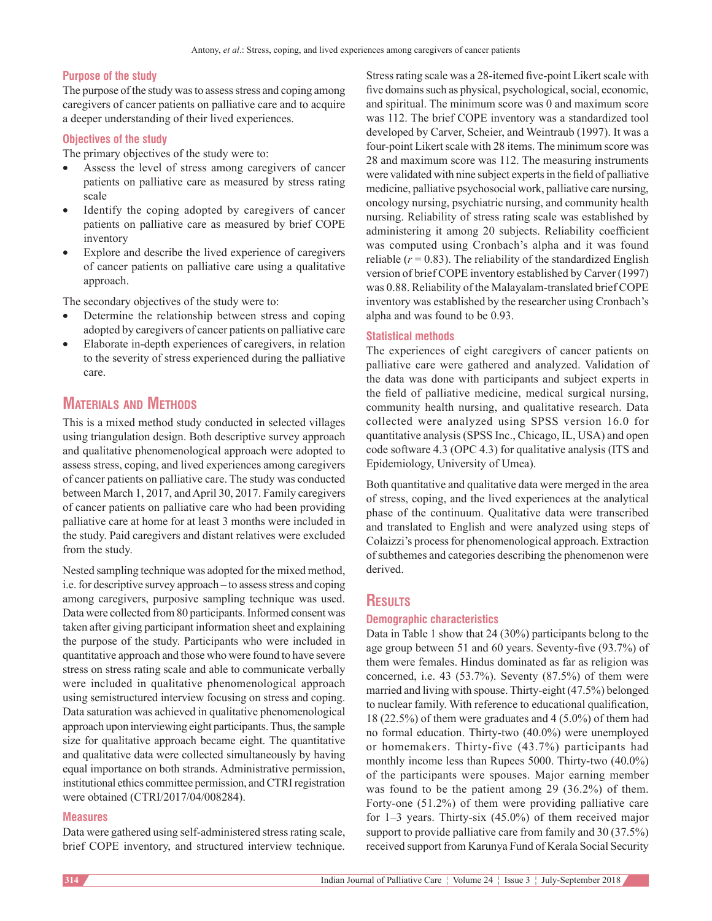### Purpose of the study

The purpose of the study was to assess stress and coping among caregivers of cancer patients on palliative care and to acquire a deeper understanding of their lived experiences.

### Objectives of the study

The primary objectives of the study were to:

- Assess the level of stress among caregivers of cancer patients on palliative care as measured by stress rating scale
- Identify the coping adopted by caregivers of cancer patients on palliative care as measured by brief COPE inventory
- Explore and describe the lived experience of caregivers of cancer patients on palliative care using a qualitative approach.

The secondary objectives of the study were to:

- Determine the relationship between stress and coping adopted by caregivers of cancer patients on palliative care
- Elaborate in-depth experiences of caregivers, in relation to the severity of stress experienced during the palliative care.

## Materials and Methods

This is a mixed method study conducted in selected villages using triangulation design. Both descriptive survey approach and qualitative phenomenological approach were adopted to assess stress, coping, and lived experiences among caregivers of cancer patients on palliative care. The study was conducted between March 1, 2017, and April 30, 2017. Family caregivers of cancer patients on palliative care who had been providing palliative care at home for at least 3 months were included in the study. Paid caregivers and distant relatives were excluded from the study.

Nested sampling technique was adopted for the mixed method, i.e. for descriptive survey approach – to assess stress and coping among caregivers, purposive sampling technique was used. Data were collected from 80 participants. Informed consent was taken after giving participant information sheet and explaining the purpose of the study. Participants who were included in quantitative approach and those who were found to have severe stress on stress rating scale and able to communicate verbally were included in qualitative phenomenological approach using semistructured interview focusing on stress and coping. Data saturation was achieved in qualitative phenomenological approach upon interviewing eight participants. Thus, the sample size for qualitative approach became eight. The quantitative and qualitative data were collected simultaneously by having equal importance on both strands. Administrative permission, institutional ethics committee permission, and CTRI registration were obtained (CTRI/2017/04/008284).

### Measures

Data were gathered using self-administered stress rating scale, brief COPE inventory, and structured interview technique. Stress rating scale was a 28-itemed five-point Likert scale with five domains such as physical, psychological, social, economic, and spiritual. The minimum score was 0 and maximum score was 112. The brief COPE inventory was a standardized tool developed by Carver, Scheier, and Weintraub (1997). It was a four-point Likert scale with 28 items. The minimum score was 28 and maximum score was 112. The measuring instruments were validated with nine subject experts in the field of palliative medicine, palliative psychosocial work, palliative care nursing, oncology nursing, psychiatric nursing, and community health nursing. Reliability of stress rating scale was established by administering it among 20 subjects. Reliability coefficient was computed using Cronbach's alpha and it was found reliable ($r = 0.83$). The reliability of the standardized English version of brief COPE inventory established by Carver (1997) was 0.88. Reliability of the Malayalam-translated brief COPE inventory was established by the researcher using Cronbach's alpha and was found to be 0.93.

### Statistical methods

The experiences of eight caregivers of cancer patients on palliative care were gathered and analyzed. Validation of the data was done with participants and subject experts in the field of palliative medicine, medical surgical nursing, community health nursing, and qualitative research. Data collected were analyzed using SPSS version 16.0 for quantitative analysis (SPSS Inc., Chicago, IL, USA) and open code software 4.3 (OPC 4.3) for qualitative analysis (ITS and Epidemiology, University of Umea).

Both quantitative and qualitative data were merged in the area of stress, coping, and the lived experiences at the analytical phase of the continuum. Qualitative data were transcribed and translated to English and were analyzed using steps of Colaizzi's process for phenomenological approach. Extraction of subthemes and categories describing the phenomenon were derived.

## Results

### Demographic characteristics

Data in Table 1 show that 24 (30%) participants belong to the age group between 51 and 60 years. Seventy-five (93.7%) of them were females. Hindus dominated as far as religion was concerned, i.e. 43 (53.7%). Seventy (87.5%) of them were married and living with spouse. Thirty-eight (47.5%) belonged to nuclear family. With reference to educational qualification, 18 (22.5%) of them were graduates and 4 (5.0%) of them had no formal education. Thirty-two (40.0%) were unemployed or homemakers. Thirty-five (43.7%) participants had monthly income less than Rupees 5000. Thirty-two (40.0%) of the participants were spouses. Major earning member was found to be the patient among 29 (36.2%) of them. Forty-one (51.2%) of them were providing palliative care for 1–3 years. Thirty-six (45.0%) of them received major support to provide palliative care from family and 30 (37.5%) received support from Karunya Fund of Kerala Social Security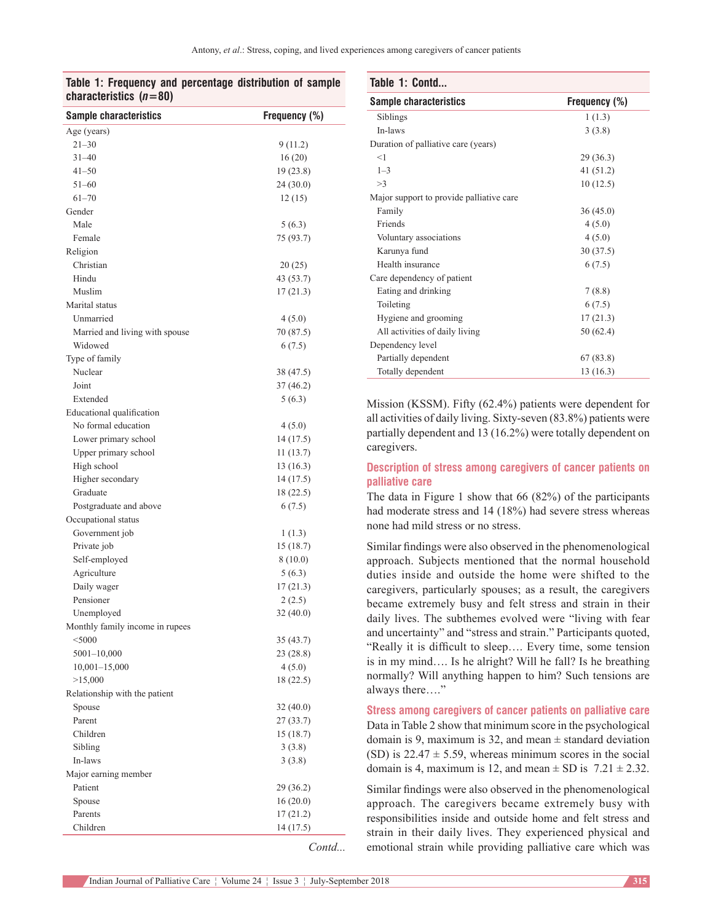**Table 1: Frequency and percentage distribution of sample characteristics ($n$=80)**

| Sample characteristics | Frequency (%) |
|---|---|
| Age (years) | |
| 21–30 | 9 (11.2) |
| 31–40 | 16 (20) |
| 41–50 | 19 (23.8) |
| 51–60 | 24 (30.0) |
| 61–70 | 12 (15) |
| Gender | |
| Male | 5 (6.3) |
| Female | 75 (93.7) |
| Religion | |
| Christian | 20 (25) |
| Hindu | 43 (53.7) |
| Muslim | 17 (21.3) |
| Marital status | |
| Unmarried | 4 (5.0) |
| Married and living with spouse | 70 (87.5) |
| Widowed | 6 (7.5) |
| Type of family | |
| Nuclear | 38 (47.5) |
| Joint | 37 (46.2) |
| Extended | 5 (6.3) |
| Educational qualification | |
| No formal education | 4 (5.0) |
| Lower primary school | 14 (17.5) |
| Upper primary school | 11 (13.7) |
| High school | 13 (16.3) |
| Higher secondary | 14 (17.5) |
| Graduate | 18 (22.5) |
| Postgraduate and above | 6 (7.5) |
| Occupational status | |
| Government job | 1 (1.3) |
| Private job | 15 (18.7) |
| Self-employed | 8 (10.0) |
| Agriculture | 5 (6.3) |
| Daily wager | 17 (21.3) |
| Pensioner | 2 (2.5) |
| Unemployed | 32 (40.0) |
| Monthly family income in rupees | |
| <5000 | 35 (43.7) |
| 5001–10,000 | 23 (28.8) |
| 10,001–15,000 | 4 (5.0) |
| >15,000 | 18 (22.5) |
| Relationship with the patient | |
| Spouse | 32 (40.0) |
| Parent | 27 (33.7) |
| Children | 15 (18.7) |
| Sibling | 3 (3.8) |
| In-laws | 3 (3.8) |
| Major earning member | |
| Patient | 29 (36.2) |
| Spouse | 16 (20.0) |
| Parents | 17 (21.2) |
| Children | 14 (17.5) |
| Siblings | 1 (1.3) |
| In-laws | 3 (3.8) |
| Duration of palliative care (years) | |
| <1 | 29 (36.3) |
| 1–3 | 41 (51.2) |
| >3 | 10 (12.5) |
| Major support to provide palliative care | |
| Family | 36 (45.0) |
| Friends | 4 (5.0) |
| Voluntary associations | 4 (5.0) |
| Karunya fund | 30 (37.5) |
| Health insurance | 6 (7.5) |
| Care dependency of patient | |
| Eating and drinking | 7 (8.8) |
| Toileting | 6 (7.5) |
| Hygiene and grooming | 17 (21.3) |
| All activities of daily living | 50 (62.4) |
| Dependency level | |
| Partially dependent | 67 (83.8) |
| Totally dependent | 13 (16.3) |

Mission (KSSM). Fifty (62.4%) patients were dependent for all activities of daily living. Sixty-seven (83.8%) patients were partially dependent and 13 (16.2%) were totally dependent on caregivers.

### Description of stress among caregivers of cancer patients on palliative care

The data in Figure 1 show that 66 (82%) of the participants had moderate stress and 14 (18%) had severe stress whereas none had mild stress or no stress.

Similar findings were also observed in the phenomenological approach. Subjects mentioned that the normal household duties inside and outside the home were shifted to the caregivers, particularly spouses; as a result, the caregivers became extremely busy and felt stress and strain in their daily lives. The subthemes evolved were "living with fear and uncertainty" and "stress and strain." Participants quoted, "Really it is difficult to sleep…. Every time, some tension is in my mind…. Is he alright? Will he fall? Is he breathing normally? Will anything happen to him? Such tensions are always there…."

### Stress among caregivers of cancer patients on palliative care

Data in Table 2 show that minimum score in the psychological domain is 9, maximum is 32, and mean ± standard deviation (SD) is 22.47 ± 5.59, whereas minimum scores in the social domain is 4, maximum is 12, and mean ± SD is 7.21 ± 2.32.

Similar findings were also observed in the phenomenological approach. The caregivers became extremely busy with responsibilities inside and outside home and felt stress and strain in their daily lives. They experienced physical and emotional strain while providing palliative care which was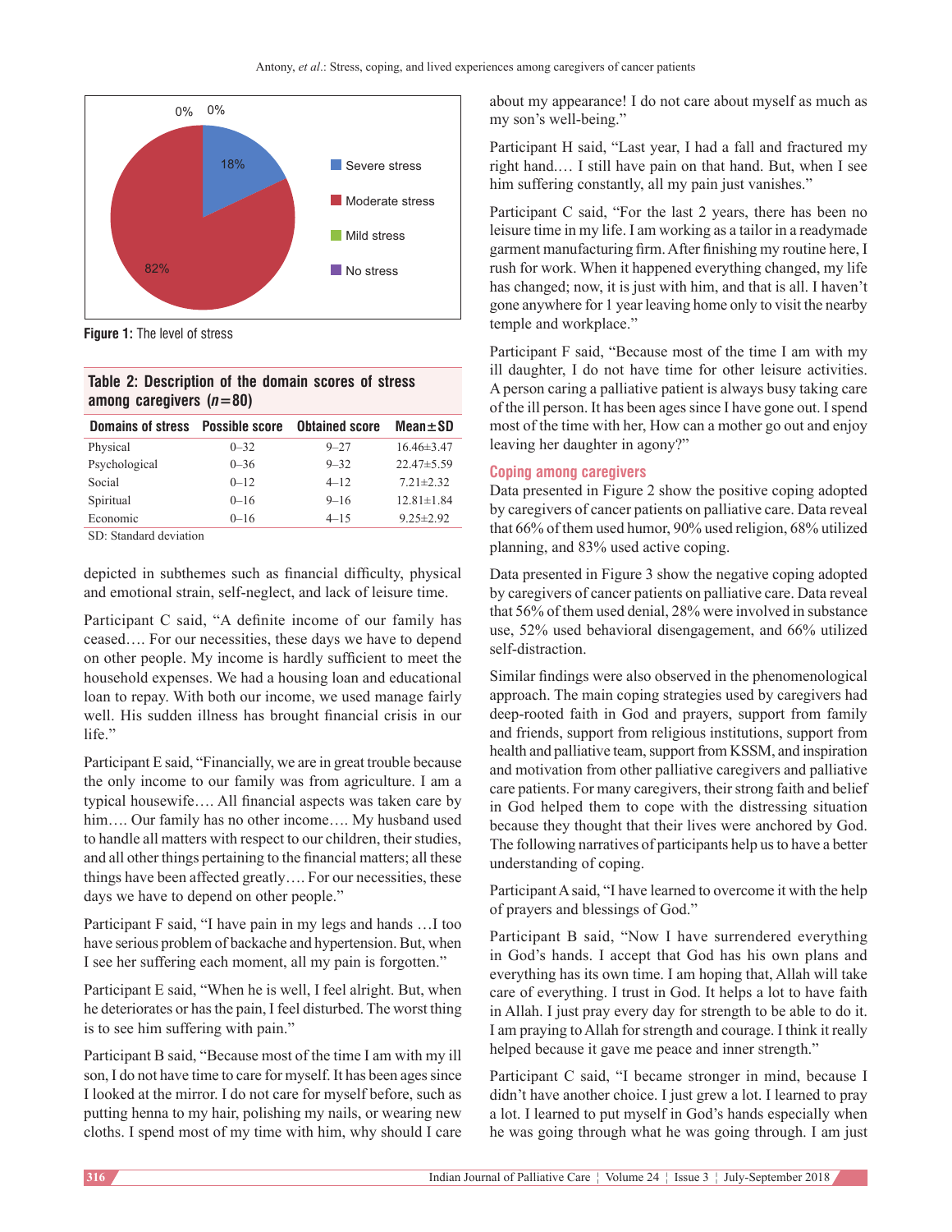0%
0%
18%
82%
Severe stress
Moderate stress
Mild stress
No stress

**Figure 1:** The level of stress

**Table 2: Description of the domain scores of stress among caregivers (*n*=80)**

| Domains of stress | Possible score | Obtained score | Mean±SD |
|---|---|---|---|
| Physical | 0–32 | 9–27 | 16.46±3.47 |
| Psychological | 0–36 | 9–32 | 22.47±5.59 |
| Social | 0–12 | 4–12 | 7.21±2.32 |
| Spiritual | 0–16 | 9–16 | 12.81±1.84 |
| Economic | 0–16 | 4–15 | 9.25±2.92 |

SD: Standard deviation

depicted in subthemes such as financial difficulty, physical and emotional strain, self-neglect, and lack of leisure time.

Participant C said, "A definite income of our family has ceased…. For our necessities, these days we have to depend on other people. My income is hardly sufficient to meet the household expenses. We had a housing loan and educational loan to repay. With both our income, we used manage fairly well. His sudden illness has brought financial crisis in our life."

Participant E said, "Financially, we are in great trouble because the only income to our family was from agriculture. I am a typical housewife…. All financial aspects was taken care by him…. Our family has no other income…. My husband used to handle all matters with respect to our children, their studies, and all other things pertaining to the financial matters; all these things have been affected greatly…. For our necessities, these days we have to depend on other people."

Participant F said, "I have pain in my legs and hands …I too have serious problem of backache and hypertension. But, when I see her suffering each moment, all my pain is forgotten."

Participant E said, "When he is well, I feel alright. But, when he deteriorates or has the pain, I feel disturbed. The worst thing is to see him suffering with pain."

Participant B said, "Because most of the time I am with my ill son, I do not have time to care for myself. It has been ages since I looked at the mirror. I do not care for myself before, such as putting henna to my hair, polishing my nails, or wearing new cloths. I spend most of my time with him, why should I care about my appearance! I do not care about myself as much as my son's well-being."

Participant H said, "Last year, I had a fall and fractured my right hand.… I still have pain on that hand. But, when I see him suffering constantly, all my pain just vanishes."

Participant C said, "For the last 2 years, there has been no leisure time in my life. I am working as a tailor in a readymade garment manufacturing firm. After finishing my routine here, I rush for work. When it happened everything changed, my life has changed; now, it is just with him, and that is all. I haven't gone anywhere for 1 year leaving home only to visit the nearby temple and workplace."

Participant F said, "Because most of the time I am with my ill daughter, I do not have time for other leisure activities. A person caring a palliative patient is always busy taking care of the ill person. It has been ages since I have gone out. I spend most of the time with her, How can a mother go out and enjoy leaving her daughter in agony?"

## Coping among caregivers

Data presented in Figure 2 show the positive coping adopted by caregivers of cancer patients on palliative care. Data reveal that 66% of them used humor, 90% used religion, 68% utilized planning, and 83% used active coping.

Data presented in Figure 3 show the negative coping adopted by caregivers of cancer patients on palliative care. Data reveal that 56% of them used denial, 28% were involved in substance use, 52% used behavioral disengagement, and 66% utilized self-distraction.

Similar findings were also observed in the phenomenological approach. The main coping strategies used by caregivers had deep-rooted faith in God and prayers, support from family and friends, support from religious institutions, support from health and palliative team, support from KSSM, and inspiration and motivation from other palliative caregivers and palliative care patients. For many caregivers, their strong faith and belief in God helped them to cope with the distressing situation because they thought that their lives were anchored by God. The following narratives of participants help us to have a better understanding of coping.

Participant A said, "I have learned to overcome it with the help of prayers and blessings of God."

Participant B said, "Now I have surrendered everything in God's hands. I accept that God has his own plans and everything has its own time. I am hoping that, Allah will take care of everything. I trust in God. It helps a lot to have faith in Allah. I just pray every day for strength to be able to do it. I am praying to Allah for strength and courage. I think it really helped because it gave me peace and inner strength."

Participant C said, "I became stronger in mind, because I didn't have another choice. I just grew a lot. I learned to pray a lot. I learned to put myself in God's hands especially when he was going through what he was going through. I am just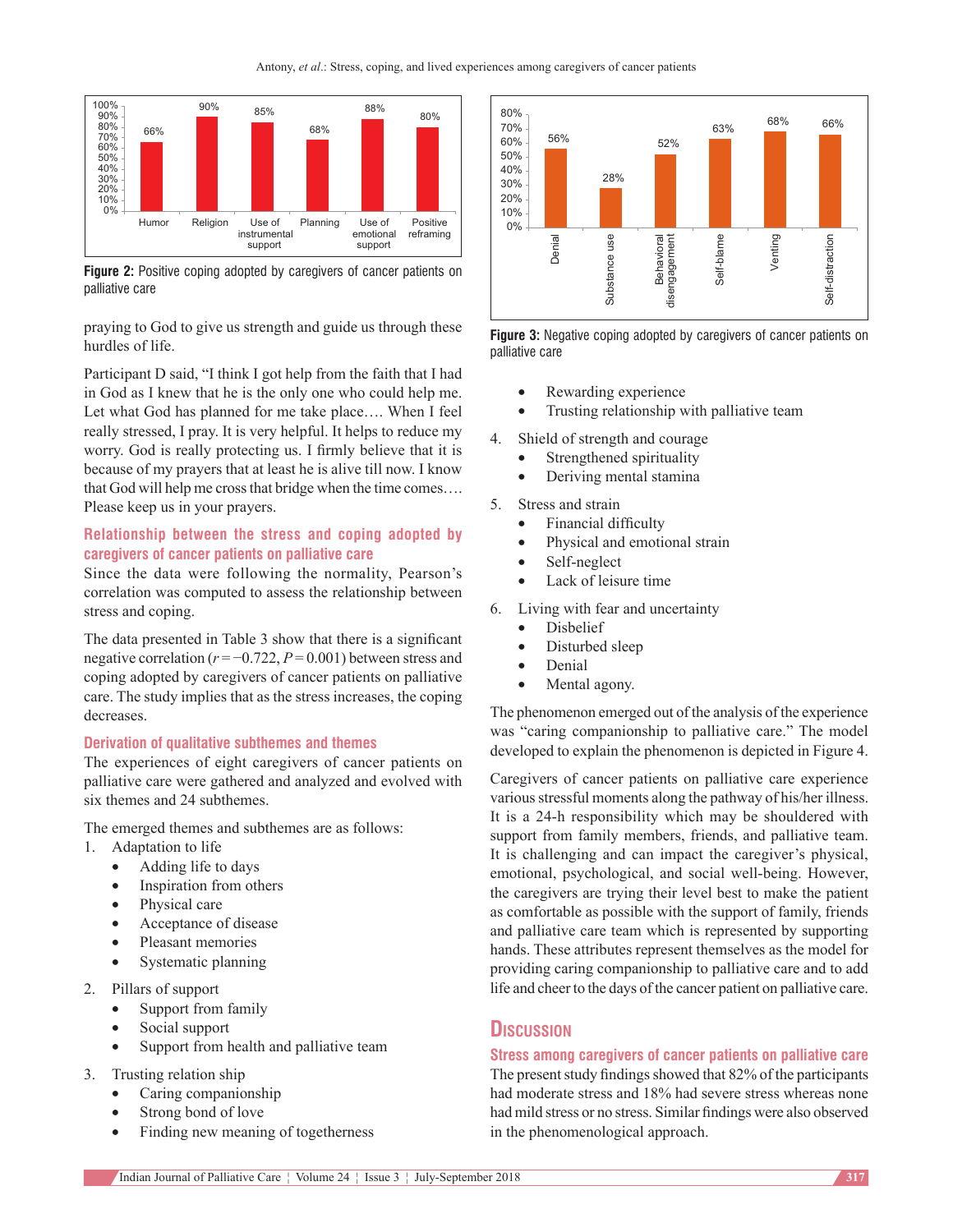Figure 2: Positive coping adopted by caregivers of cancer patients on palliative care

praying to God to give us strength and guide us through these hurdles of life.

Participant D said, "I think I got help from the faith that I had in God as I knew that he is the only one who could help me. Let what God has planned for me take place…. When I feel really stressed, I pray. It is very helpful. It helps to reduce my worry. God is really protecting us. I firmly believe that it is because of my prayers that at least he is alive till now. I know that God will help me cross that bridge when the time comes…. Please keep us in your prayers.

### Relationship between the stress and coping adopted by caregivers of cancer patients on palliative care

Since the data were following the normality, Pearson's correlation was computed to assess the relationship between stress and coping.

The data presented in Table 3 show that there is a significant negative correlation ($r = -0.722$, $P = 0.001$) between stress and coping adopted by caregivers of cancer patients on palliative care. The study implies that as the stress increases, the coping decreases.

### Derivation of qualitative subthemes and themes

The experiences of eight caregivers of cancer patients on palliative care were gathered and analyzed and evolved with six themes and 24 subthemes.

The emerged themes and subthemes are as follows:

1. Adaptation to life
   - Adding life to days
   - Inspiration from others
   - Physical care
   - Acceptance of disease
   - Pleasant memories
   - Systematic planning
2. Pillars of support
   - Support from family
   - Social support
   - Support from health and palliative team
3. Trusting relation ship
   - Caring companionship
   - Strong bond of love
   - Finding new meaning of togetherness
   - Rewarding experience
   - Trusting relationship with palliative team
4. Shield of strength and courage
   - Strengthened spirituality
   - Deriving mental stamina
5. Stress and strain
   - Financial difficulty
   - Physical and emotional strain
   - Self-neglect
   - Lack of leisure time
6. Living with fear and uncertainty
   - Disbelief
   - Disturbed sleep
   - Denial
   - Mental agony.

Figure 3: Negative coping adopted by caregivers of cancer patients on palliative care

The phenomenon emerged out of the analysis of the experience was "caring companionship to palliative care." The model developed to explain the phenomenon is depicted in Figure 4.

Caregivers of cancer patients on palliative care experience various stressful moments along the pathway of his/her illness. It is a 24-h responsibility which may be shouldered with support from family members, friends, and palliative team. It is challenging and can impact the caregiver's physical, emotional, psychological, and social well-being. However, the caregivers are trying their level best to make the patient as comfortable as possible with the support of family, friends and palliative care team which is represented by supporting hands. These attributes represent themselves as the model for providing caring companionship to palliative care and to add life and cheer to the days of the cancer patient on palliative care.

## Discussion

### Stress among caregivers of cancer patients on palliative care

The present study findings showed that 82% of the participants had moderate stress and 18% had severe stress whereas none had mild stress or no stress. Similar findings were also observed in the phenomenological approach.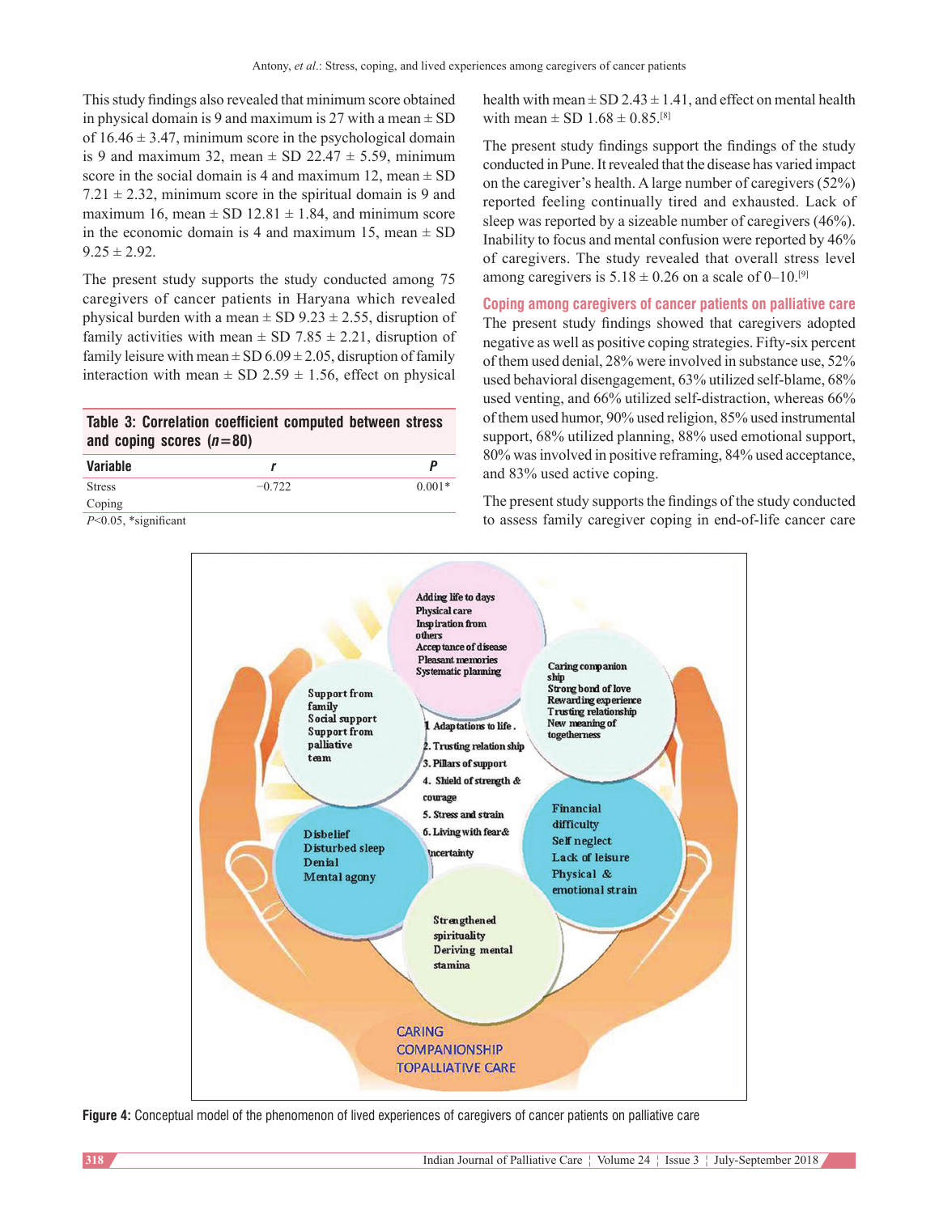This study findings also revealed that minimum score obtained in physical domain is 9 and maximum is 27 with a mean ± SD of 16.46 ± 3.47, minimum score in the psychological domain is 9 and maximum 32, mean ± SD 22.47 ± 5.59, minimum score in the social domain is 4 and maximum 12, mean ± SD 7.21 ± 2.32, minimum score in the spiritual domain is 9 and maximum 16, mean ± SD 12.81 ± 1.84, and minimum score in the economic domain is 4 and maximum 15, mean ± SD 9.25 ± 2.92.

The present study supports the study conducted among 75 caregivers of cancer patients in Haryana which revealed physical burden with a mean ± SD 9.23 ± 2.55, disruption of family activities with mean ± SD 7.85 ± 2.21, disruption of family leisure with mean ± SD 6.09 ± 2.05, disruption of family interaction with mean ± SD 2.59 ± 1.56, effect on physical health with mean ± SD 2.43 ± 1.41, and effect on mental health with mean ± SD 1.68 ± 0.85.[8]

**Table 3: Correlation coefficient computed between stress and coping scores ($n$=80)**

| Variable | $r$ | $P$ |
|---|---|---|
| Stress | −0.722 | 0.001* |
| Coping | | |

$P$<0.05, *significant

The present study findings support the findings of the study conducted in Pune. It revealed that the disease has varied impact on the caregiver's health. A large number of caregivers (52%) reported feeling continually tired and exhausted. Lack of sleep was reported by a sizeable number of caregivers (46%). Inability to focus and mental confusion were reported by 46% of caregivers. The study revealed that overall stress level among caregivers is 5.18 ± 0.26 on a scale of 0–10.[9]

## Coping among caregivers of cancer patients on palliative care

The present study findings showed that caregivers adopted negative as well as positive coping strategies. Fifty-six percent of them used denial, 28% were involved in substance use, 52% used behavioral disengagement, 63% utilized self-blame, 68% used venting, and 66% utilized self-distraction, whereas 66% of them used humor, 90% used religion, 85% used instrumental support, 68% utilized planning, 88% used emotional support, 80% was involved in positive reframing, 84% used acceptance, and 83% used active coping.

The present study supports the findings of the study conducted to assess family caregiver coping in end-of-life cancer care

Adding life to days
Physical care
Inspiration from others
Acceptance of disease
Pleasant memories
Systematic planning

Caring companion ship
Strong bond of love
Rewarding experience
Trusting relationship
New meaning of togetherness

Support from family
Social support
Support from palliative team

1. Adaptations to life.
2. Trusting relation ship
3. Pillars of support
4. Shield of strength & courage
5. Stress and strain
6. Living with fear & uncertainty

Disbelief
Disturbed sleep
Denial
Mental agony

Financial difficulty
Self neglect
Lack of leisure
Physical & emotional strain

Strengthened spirituality
Deriving mental stamina

CARING COMPANIONSHIP TOPALLIATIVE CARE

**Figure 4:** Conceptual model of the phenomenon of lived experiences of caregivers of cancer patients on palliative care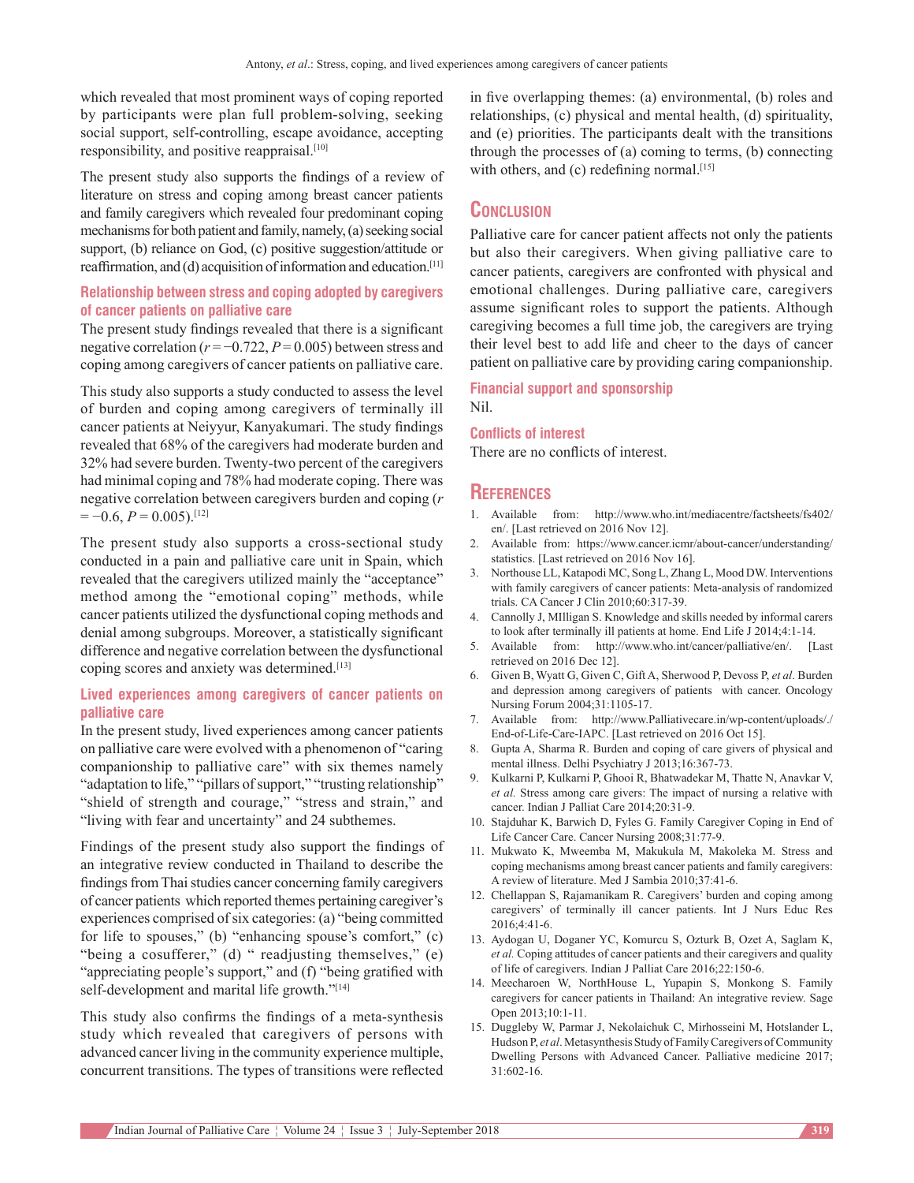which revealed that most prominent ways of coping reported by participants were plan full problem-solving, seeking social support, self-controlling, escape avoidance, accepting responsibility, and positive reappraisal.[10]

The present study also supports the findings of a review of literature on stress and coping among breast cancer patients and family caregivers which revealed four predominant coping mechanisms for both patient and family, namely, (a) seeking social support, (b) reliance on God, (c) positive suggestion/attitude or reaffirmation, and (d) acquisition of information and education.[11]

### Relationship between stress and coping adopted by caregivers of cancer patients on palliative care

The present study findings revealed that there is a significant negative correlation ($r = -0.722$, $P = 0.005$) between stress and coping among caregivers of cancer patients on palliative care.

This study also supports a study conducted to assess the level of burden and coping among caregivers of terminally ill cancer patients at Neiyyur, Kanyakumari. The study findings revealed that 68% of the caregivers had moderate burden and 32% had severe burden. Twenty-two percent of the caregivers had minimal coping and 78% had moderate coping. There was negative correlation between caregivers burden and coping ($r = -0.6$, $P = 0.005$).[12]

The present study also supports a cross-sectional study conducted in a pain and palliative care unit in Spain, which revealed that the caregivers utilized mainly the "acceptance" method among the "emotional coping" methods, while cancer patients utilized the dysfunctional coping methods and denial among subgroups. Moreover, a statistically significant difference and negative correlation between the dysfunctional coping scores and anxiety was determined.[13]

### Lived experiences among caregivers of cancer patients on palliative care

In the present study, lived experiences among cancer patients on palliative care were evolved with a phenomenon of "caring companionship to palliative care" with six themes namely "adaptation to life," "pillars of support," "trusting relationship" "shield of strength and courage," "stress and strain," and "living with fear and uncertainty" and 24 subthemes.

Findings of the present study also support the findings of an integrative review conducted in Thailand to describe the findings from Thai studies cancer concerning family caregivers of cancer patients which reported themes pertaining caregiver's experiences comprised of six categories: (a) "being committed for life to spouses," (b) "enhancing spouse's comfort," (c) "being a cosufferer," (d) " readjusting themselves," (e) "appreciating people's support," and (f) "being gratified with self-development and marital life growth."[14]

This study also confirms the findings of a meta-synthesis study which revealed that caregivers of persons with advanced cancer living in the community experience multiple, concurrent transitions. The types of transitions were reflected in five overlapping themes: (a) environmental, (b) roles and relationships, (c) physical and mental health, (d) spirituality, and (e) priorities. The participants dealt with the transitions through the processes of (a) coming to terms, (b) connecting with others, and (c) redefining normal.[15]

## Conclusion

Palliative care for cancer patient affects not only the patients but also their caregivers. When giving palliative care to cancer patients, caregivers are confronted with physical and emotional challenges. During palliative care, caregivers assume significant roles to support the patients. Although caregiving becomes a full time job, the caregivers are trying their level best to add life and cheer to the days of cancer patient on palliative care by providing caring companionship.

### Financial support and sponsorship

Nil.

### Conflicts of interest

There are no conflicts of interest.

## References

1. Available from: http://www.who.int/mediacentre/factsheets/fs402/en/. [Last retrieved on 2016 Nov 12].
2. Available from: https://www.cancer.icmr/about-cancer/understanding/statistics. [Last retrieved on 2016 Nov 16].
3. Northouse LL, Katapodi MC, Song L, Zhang L, Mood DW. Interventions with family caregivers of cancer patients: Meta-analysis of randomized trials. CA Cancer J Clin 2010;60:317-39.
4. Cannolly J, MIlligan S. Knowledge and skills needed by informal carers to look after terminally ill patients at home. End Life J 2014;4:1-14.
5. Available from: http://www.who.int/cancer/palliative/en/. [Last retrieved on 2016 Dec 12].
6. Given B, Wyatt G, Given C, Gift A, Sherwood P, Devoss P, *et al*. Burden and depression among caregivers of patients with cancer. Oncology Nursing Forum 2004;31:1105-17.
7. Available from: http://www.Palliativecare.in/wp-content/uploads/./End-of-Life-Care-IAPC. [Last retrieved on 2016 Oct 15].
8. Gupta A, Sharma R. Burden and coping of care givers of physical and mental illness. Delhi Psychiatry J 2013;16:367-73.
9. Kulkarni P, Kulkarni P, Ghooi R, Bhatwadekar M, Thatte N, Anavkar V, *et al.* Stress among care givers: The impact of nursing a relative with cancer. Indian J Palliat Care 2014;20:31-9.
10. Stajduhar K, Barwich D, Fyles G. Family Caregiver Coping in End of Life Cancer Care. Cancer Nursing 2008;31:77-9.
11. Mukwato K, Mweemba M, Makukula M, Makoleka M. Stress and coping mechanisms among breast cancer patients and family caregivers: A review of literature. Med J Sambia 2010;37:41-6.
12. Chellappan S, Rajamanikam R. Caregivers' burden and coping among caregivers' of terminally ill cancer patients. Int J Nurs Educ Res 2016;4:41-6.
13. Aydogan U, Doganer YC, Komurcu S, Ozturk B, Ozet A, Saglam K, *et al.* Coping attitudes of cancer patients and their caregivers and quality of life of caregivers. Indian J Palliat Care 2016;22:150-6.
14. Meecharoen W, NorthHouse L, Yupapin S, Monkong S. Family caregivers for cancer patients in Thailand: An integrative review. Sage Open 2013;10:1-11.
15. Duggleby W, Parmar J, Nekolaichuk C, Mirhosseini M, Hotslander L, Hudson P, *et al*. Metasynthesis Study of Family Caregivers of Community Dwelling Persons with Advanced Cancer. Palliative medicine 2017; 31:602-16.